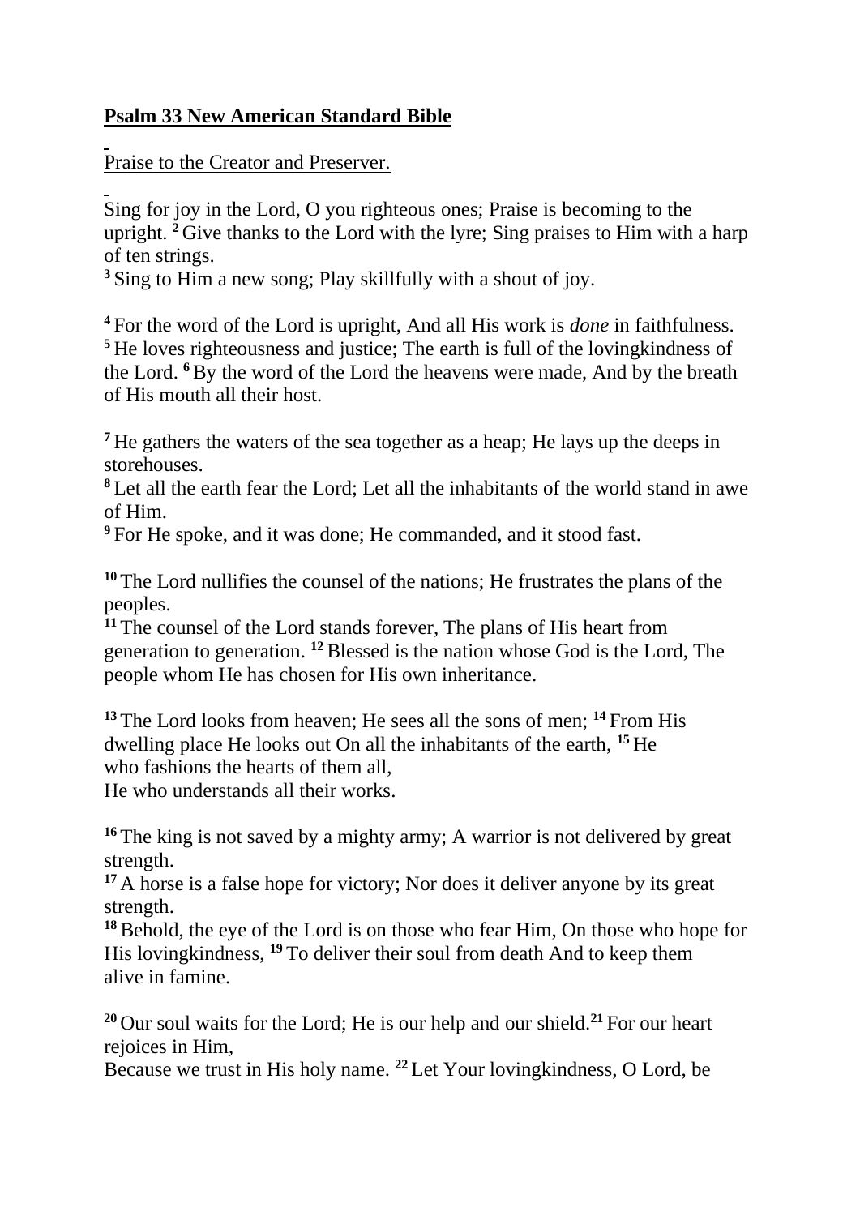**Psalm 33 New American Standard Bible**

Praise to the Creator and Preserver.

Sing for joy in the Lord, O you righteous ones; Praise is becoming to the upright. **2** Give thanks to the Lord with the lyre; Sing praises to Him with a harp of ten strings.
**3** Sing to Him a new song; Play skillfully with a shout of joy.

**4** For the word of the Lord is upright, And all His work is *done* in faithfulness.
**5** He loves righteousness and justice; The earth is full of the lovingkindness of the Lord. **6** By the word of the Lord the heavens were made, And by the breath of His mouth all their host.

**7** He gathers the waters of the sea together as a heap; He lays up the deeps in storehouses.
**8** Let all the earth fear the Lord; Let all the inhabitants of the world stand in awe of Him.
**9** For He spoke, and it was done; He commanded, and it stood fast.

**10** The Lord nullifies the counsel of the nations; He frustrates the plans of the peoples.
**11** The counsel of the Lord stands forever, The plans of His heart from generation to generation. **12** Blessed is the nation whose God is the Lord, The people whom He has chosen for His own inheritance.

**13** The Lord looks from heaven; He sees all the sons of men; **14** From His dwelling place He looks out On all the inhabitants of the earth, **15** He who fashions the hearts of them all,
He who understands all their works.

**16** The king is not saved by a mighty army; A warrior is not delivered by great strength.
**17** A horse is a false hope for victory; Nor does it deliver anyone by its great strength.
**18** Behold, the eye of the Lord is on those who fear Him, On those who hope for His lovingkindness, **19** To deliver their soul from death And to keep them alive in famine.

**20** Our soul waits for the Lord; He is our help and our shield.**21** For our heart rejoices in Him,
Because we trust in His holy name. **22** Let Your lovingkindness, O Lord, be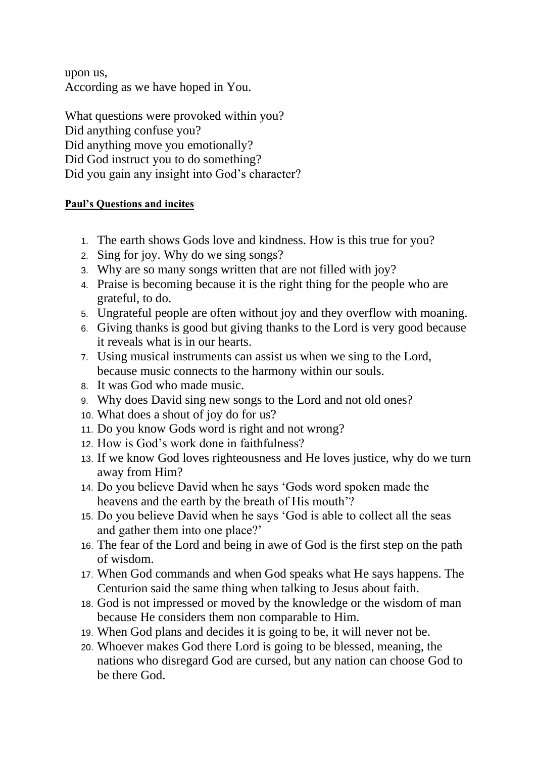upon us,
According as we have hoped in You.

What questions were provoked within you?
Did anything confuse you?
Did anything move you emotionally?
Did God instruct you to do something?
Did you gain any insight into God's character?

**Paul's Questions and incites**

1. The earth shows Gods love and kindness. How is this true for you?
2. Sing for joy. Why do we sing songs?
3. Why are so many songs written that are not filled with joy?
4. Praise is becoming because it is the right thing for the people who are grateful, to do.
5. Ungrateful people are often without joy and they overflow with moaning.
6. Giving thanks is good but giving thanks to the Lord is very good because it reveals what is in our hearts.
7. Using musical instruments can assist us when we sing to the Lord, because music connects to the harmony within our souls.
8. It was God who made music.
9. Why does David sing new songs to the Lord and not old ones?
10. What does a shout of joy do for us?
11. Do you know Gods word is right and not wrong?
12. How is God's work done in faithfulness?
13. If we know God loves righteousness and He loves justice, why do we turn away from Him?
14. Do you believe David when he says 'Gods word spoken made the heavens and the earth by the breath of His mouth'?
15. Do you believe David when he says 'God is able to collect all the seas and gather them into one place?'
16. The fear of the Lord and being in awe of God is the first step on the path of wisdom.
17. When God commands and when God speaks what He says happens. The Centurion said the same thing when talking to Jesus about faith.
18. God is not impressed or moved by the knowledge or the wisdom of man because He considers them non comparable to Him.
19. When God plans and decides it is going to be, it will never not be.
20. Whoever makes God there Lord is going to be blessed, meaning, the nations who disregard God are cursed, but any nation can choose God to be there God.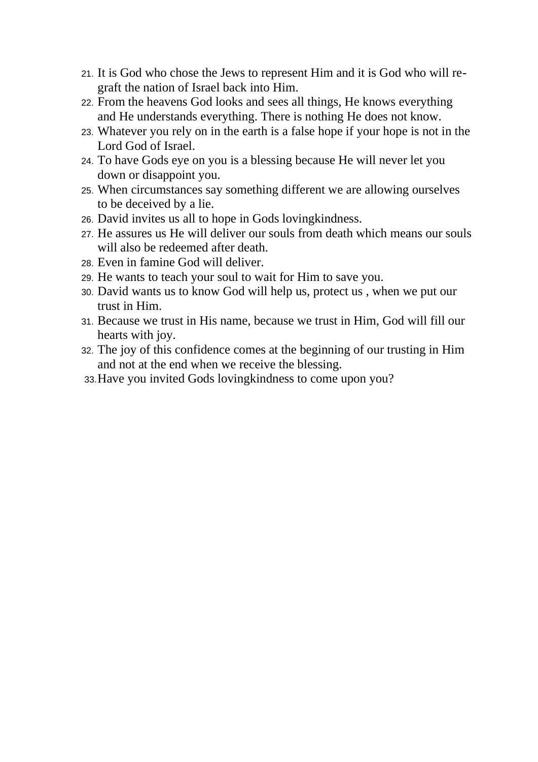21. It is God who chose the Jews to represent Him and it is God who will re-graft the nation of Israel back into Him.
22. From the heavens God looks and sees all things, He knows everything and He understands everything. There is nothing He does not know.
23. Whatever you rely on in the earth is a false hope if your hope is not in the Lord God of Israel.
24. To have Gods eye on you is a blessing because He will never let you down or disappoint you.
25. When circumstances say something different we are allowing ourselves to be deceived by a lie.
26. David invites us all to hope in Gods lovingkindness.
27. He assures us He will deliver our souls from death which means our souls will also be redeemed after death.
28. Even in famine God will deliver.
29. He wants to teach your soul to wait for Him to save you.
30. David wants us to know God will help us, protect us , when we put our trust in Him.
31. Because we trust in His name, because we trust in Him, God will fill our hearts with joy.
32. The joy of this confidence comes at the beginning of our trusting in Him and not at the end when we receive the blessing.
33. Have you invited Gods lovingkindness to come upon you?